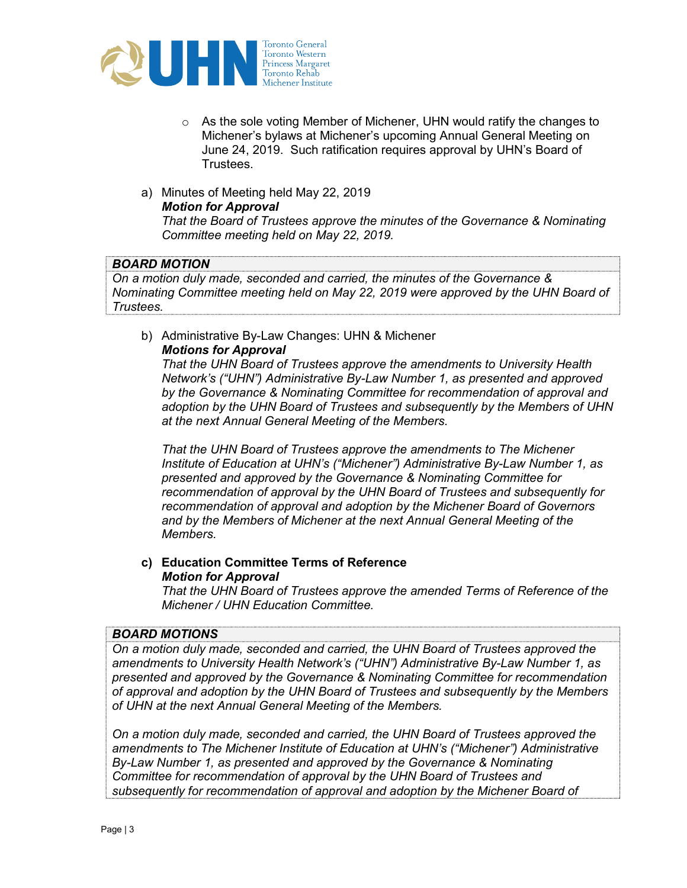- As the sole voting Member of Michener, UHN would ratify the changes to Michener's bylaws at Michener's upcoming Annual General Meeting on June 24, 2019. Such ratification requires approval by UHN's Board of Trustees.

a) Minutes of Meeting held May 22, 2019
***Motion for Approval***
*That the Board of Trustees approve the minutes of the Governance & Nominating Committee meeting held on May 22, 2019.*

| ***BOARD MOTION*** |
|---|
| *On a motion duly made, seconded and carried, the minutes of the Governance & Nominating Committee meeting held on May 22, 2019 were approved by the UHN Board of Trustees.* |

b) Administrative By-Law Changes: UHN & Michener
***Motions for Approval***
*That the UHN Board of Trustees approve the amendments to University Health Network's ("UHN") Administrative By-Law Number 1, as presented and approved by the Governance & Nominating Committee for recommendation of approval and adoption by the UHN Board of Trustees and subsequently by the Members of UHN at the next Annual General Meeting of the Members.*

*That the UHN Board of Trustees approve the amendments to The Michener Institute of Education at UHN's ("Michener") Administrative By-Law Number 1, as presented and approved by the Governance & Nominating Committee for recommendation of approval by the UHN Board of Trustees and subsequently for recommendation of approval and adoption by the Michener Board of Governors and by the Members of Michener at the next Annual General Meeting of the Members.*

**c) Education Committee Terms of Reference**
***Motion for Approval***
*That the UHN Board of Trustees approve the amended Terms of Reference of the Michener / UHN Education Committee.*

| ***BOARD MOTIONS*** |
|---|
| *On a motion duly made, seconded and carried, the UHN Board of Trustees approved the amendments to University Health Network's ("UHN") Administrative By-Law Number 1, as presented and approved by the Governance & Nominating Committee for recommendation of approval and adoption by the UHN Board of Trustees and subsequently by the Members of UHN at the next Annual General Meeting of the Members.* <br><br> *On a motion duly made, seconded and carried, the UHN Board of Trustees approved the amendments to The Michener Institute of Education at UHN's ("Michener") Administrative By-Law Number 1, as presented and approved by the Governance & Nominating Committee for recommendation of approval by the UHN Board of Trustees and subsequently for recommendation of approval and adoption by the Michener Board of* |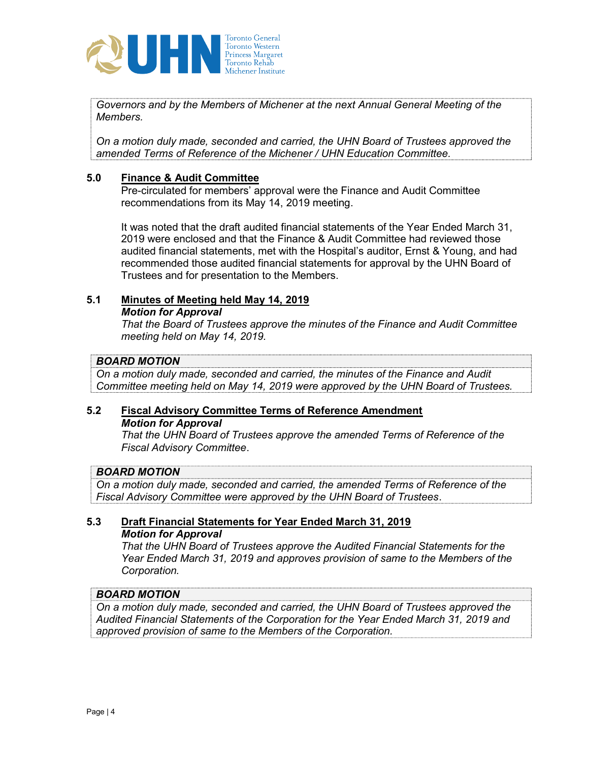*Governors and by the Members of Michener at the next Annual General Meeting of the Members.*

*On a motion duly made, seconded and carried, the UHN Board of Trustees approved the amended Terms of Reference of the Michener / UHN Education Committee.*

## 5.0 Finance & Audit Committee

Pre-circulated for members' approval were the Finance and Audit Committee recommendations from its May 14, 2019 meeting.

It was noted that the draft audited financial statements of the Year Ended March 31, 2019 were enclosed and that the Finance & Audit Committee had reviewed those audited financial statements, met with the Hospital's auditor, Ernst & Young, and had recommended those audited financial statements for approval by the UHN Board of Trustees and for presentation to the Members.

### 5.1 Minutes of Meeting held May 14, 2019

***Motion for Approval***

*That the Board of Trustees approve the minutes of the Finance and Audit Committee meeting held on May 14, 2019.*

***BOARD MOTION***

*On a motion duly made, seconded and carried, the minutes of the Finance and Audit Committee meeting held on May 14, 2019 were approved by the UHN Board of Trustees.*

### 5.2 Fiscal Advisory Committee Terms of Reference Amendment

***Motion for Approval***

*That the UHN Board of Trustees approve the amended Terms of Reference of the Fiscal Advisory Committee.*

***BOARD MOTION***

*On a motion duly made, seconded and carried, the amended Terms of Reference of the Fiscal Advisory Committee were approved by the UHN Board of Trustees.*

### 5.3 Draft Financial Statements for Year Ended March 31, 2019

***Motion for Approval***

*That the UHN Board of Trustees approve the Audited Financial Statements for the Year Ended March 31, 2019 and approves provision of same to the Members of the Corporation.*

***BOARD MOTION***

*On a motion duly made, seconded and carried, the UHN Board of Trustees approved the Audited Financial Statements of the Corporation for the Year Ended March 31, 2019 and approved provision of same to the Members of the Corporation.*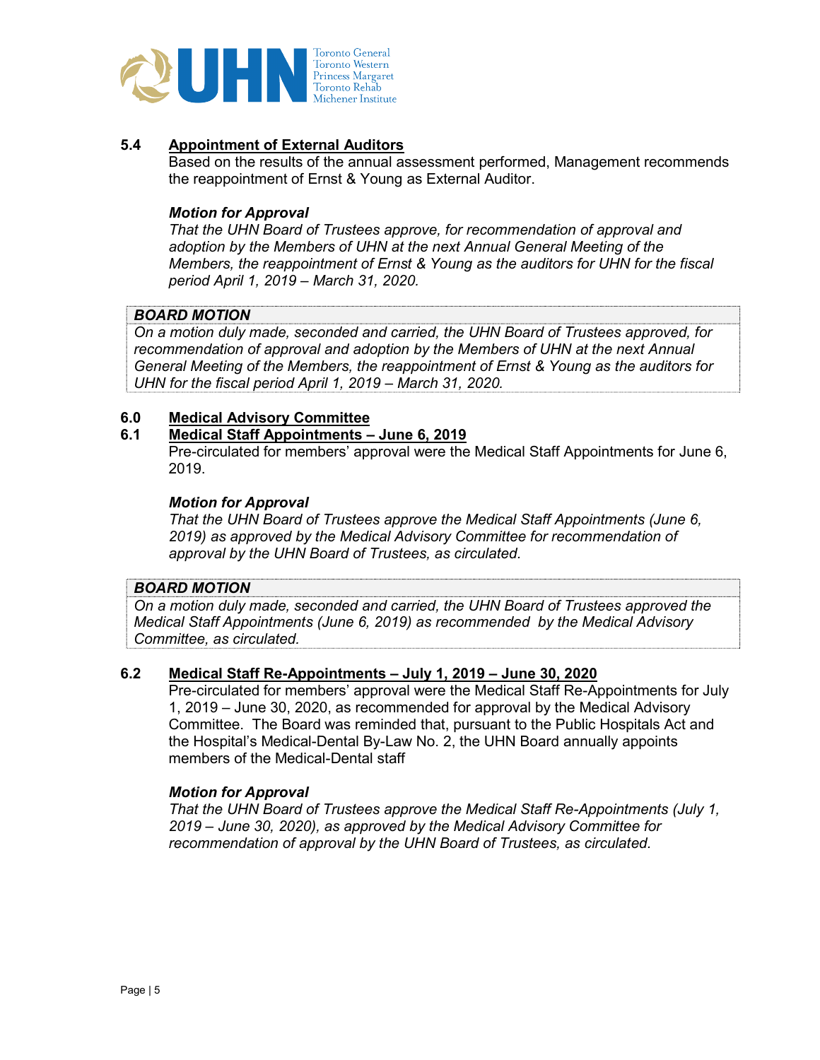### 5.4 Appointment of External Auditors

Based on the results of the annual assessment performed, Management recommends the reappointment of Ernst & Young as External Auditor.

***Motion for Approval***

*That the UHN Board of Trustees approve, for recommendation of approval and adoption by the Members of UHN at the next Annual General Meeting of the Members, the reappointment of Ernst & Young as the auditors for UHN for the fiscal period April 1, 2019 – March 31, 2020.*

| ***BOARD MOTION*** |
|---|
| *On a motion duly made, seconded and carried, the UHN Board of Trustees approved, for recommendation of approval and adoption by the Members of UHN at the next Annual General Meeting of the Members, the reappointment of Ernst & Young as the auditors for UHN for the fiscal period April 1, 2019 – March 31, 2020.* |

## 6.0 Medical Advisory Committee

### 6.1 Medical Staff Appointments – June 6, 2019

Pre-circulated for members' approval were the Medical Staff Appointments for June 6, 2019.

***Motion for Approval***

*That the UHN Board of Trustees approve the Medical Staff Appointments (June 6, 2019) as approved by the Medical Advisory Committee for recommendation of approval by the UHN Board of Trustees, as circulated.*

| ***BOARD MOTION*** |
|---|
| *On a motion duly made, seconded and carried, the UHN Board of Trustees approved the Medical Staff Appointments (June 6, 2019) as recommended by the Medical Advisory Committee, as circulated.* |

### 6.2 Medical Staff Re-Appointments – July 1, 2019 – June 30, 2020

Pre-circulated for members' approval were the Medical Staff Re-Appointments for July 1, 2019 – June 30, 2020, as recommended for approval by the Medical Advisory Committee. The Board was reminded that, pursuant to the Public Hospitals Act and the Hospital's Medical-Dental By-Law No. 2, the UHN Board annually appoints members of the Medical-Dental staff

***Motion for Approval***

*That the UHN Board of Trustees approve the Medical Staff Re-Appointments (July 1, 2019 – June 30, 2020), as approved by the Medical Advisory Committee for recommendation of approval by the UHN Board of Trustees, as circulated.*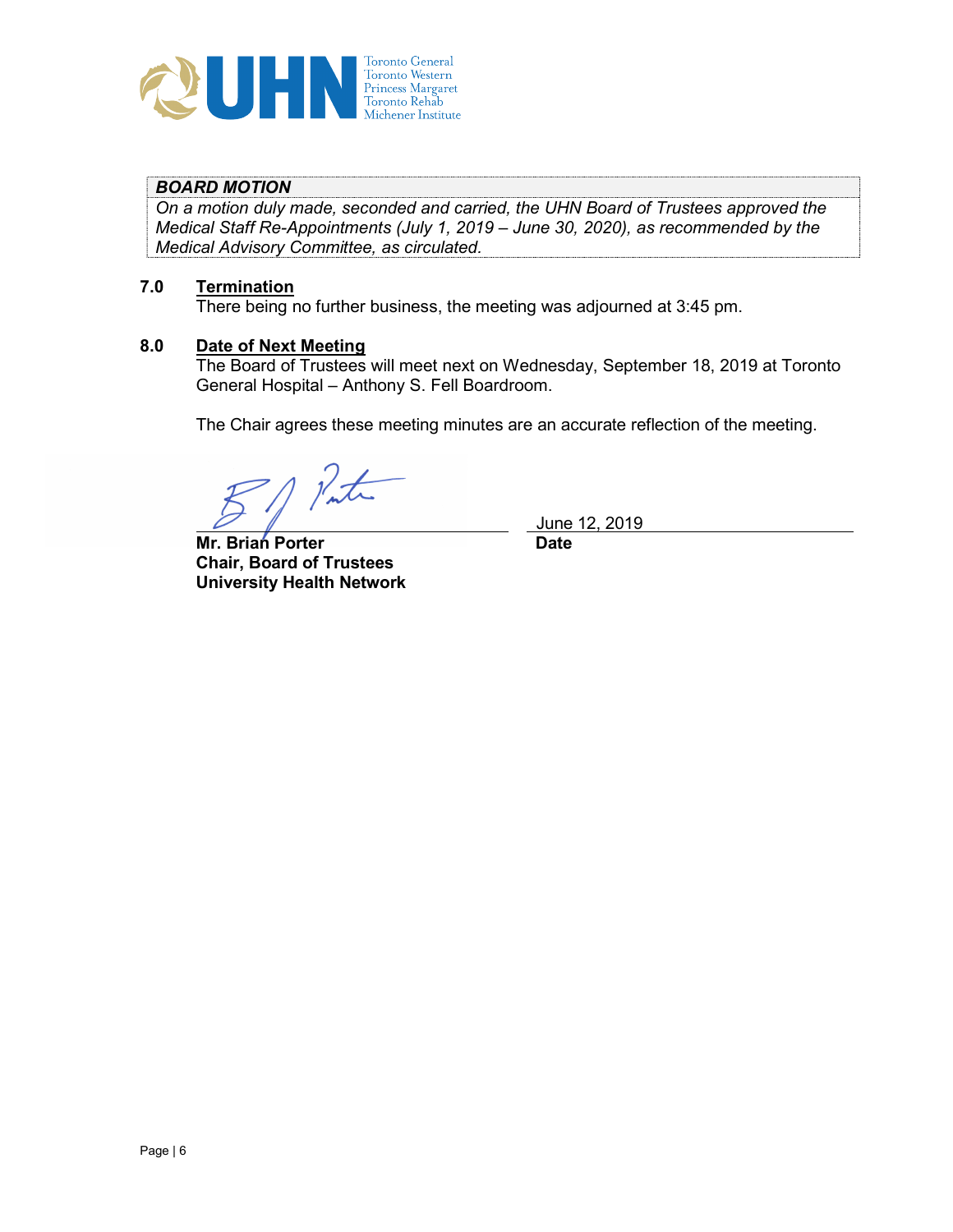***BOARD MOTION***

*On a motion duly made, seconded and carried, the UHN Board of Trustees approved the Medical Staff Re-Appointments (July 1, 2019 – June 30, 2020), as recommended by the Medical Advisory Committee, as circulated.*

## 7.0 Termination

There being no further business, the meeting was adjourned at 3:45 pm.

## 8.0 Date of Next Meeting

The Board of Trustees will meet next on Wednesday, September 18, 2019 at Toronto General Hospital – Anthony S. Fell Boardroom.

The Chair agrees these meeting minutes are an accurate reflection of the meeting.

| | |
|---|---|
| **Mr. Brian Porter**<br>**Chair, Board of Trustees**<br>**University Health Network** | June 12, 2019<br>**Date** |